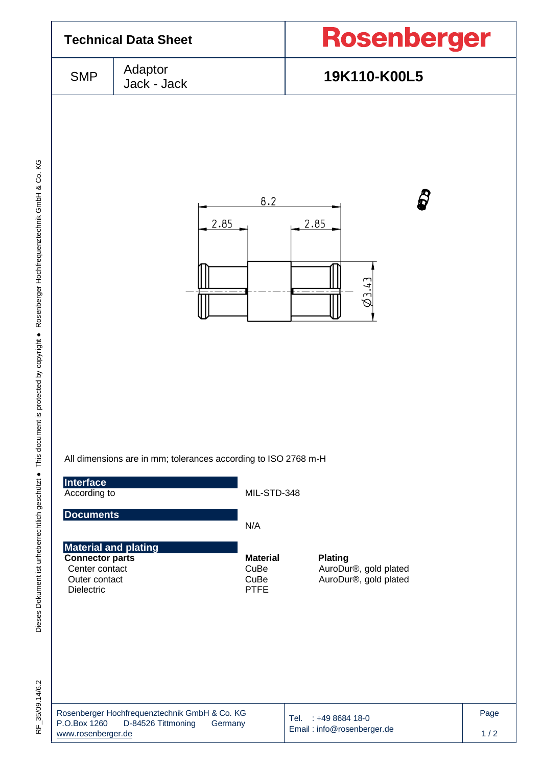# Technical Data Sheet

**Rosenberger**

| SMP | Adaptor Jack - Jack | **19K110-K00L5** |
|---|---|---|

8.2

2.85 2.85

Ø3.43

All dimensions are in mm; tolerances according to ISO 2768 m-H

## Interface

According to MIL-STD-348

## Documents

N/A

## Material and plating

| **Connector parts** | **Material** | **Plating** |
|---|---|---|
| Center contact | CuBe | AuroDur®, gold plated |
| Outer contact | CuBe | AuroDur®, gold plated |
| Dielectric | PTFE | |

Rosenberger Hochfrequenztechnik GmbH & Co. KG
P.O.Box 1260 D-84526 Tittmoning Germany
www.rosenberger.de

Tel. : +49 8684 18-0
Email : info@rosenberger.de

RF_35/09.14/6.2

Dieses Dokument ist urheberrechtlich geschützt ● This document is protected by copyright ● Rosenberger Hochfrequenztechnik GmbH & Co. KG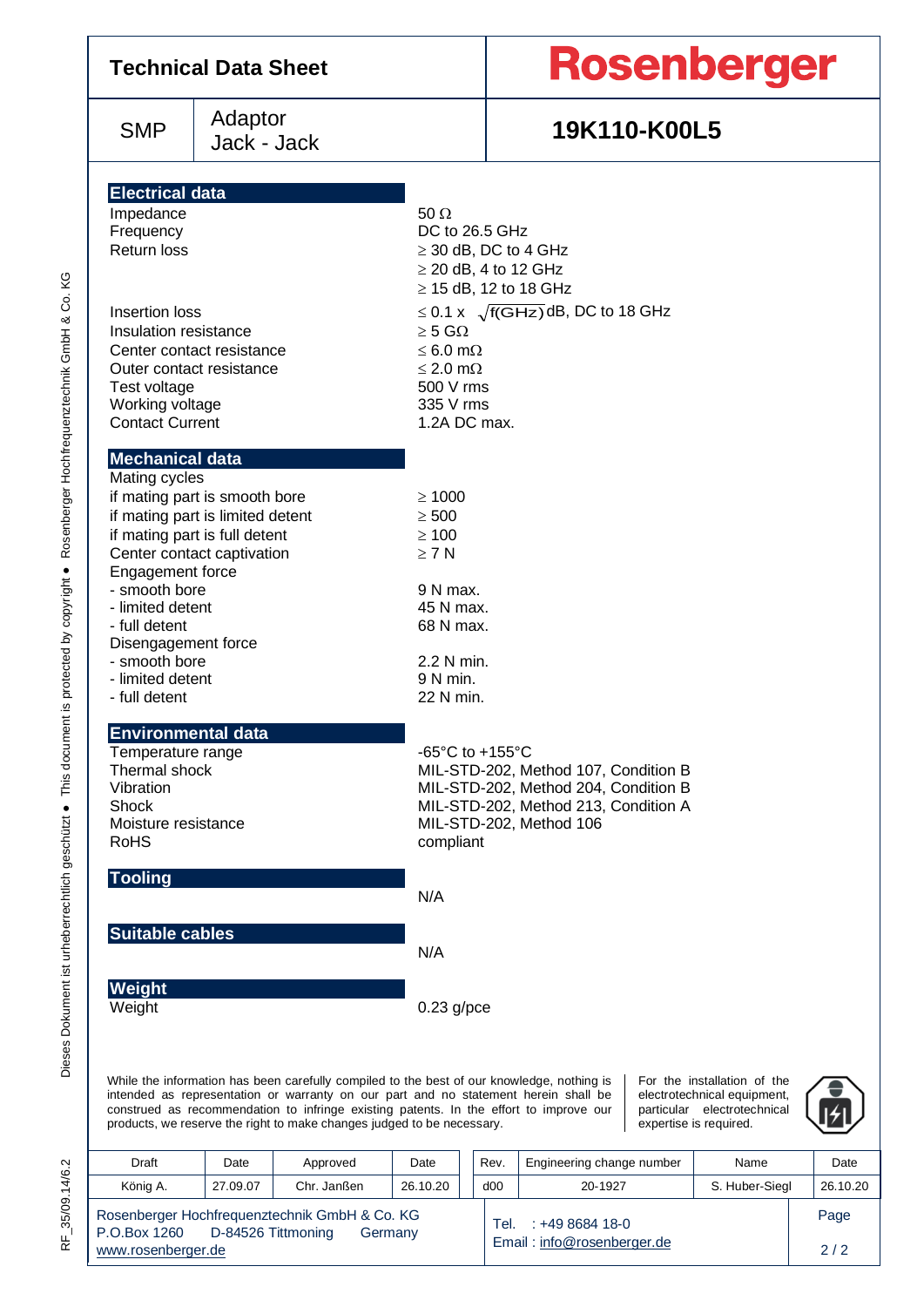# Technical Data Sheet

**Rosenberger**

| | | |
|---|---|---|
| SMP | Adaptor Jack - Jack | **19K110-K00L5** |

## Electrical data

| | |
|---|---|
| Impedance | 50 Ω |
| Frequency | DC to 26.5 GHz |
| Return loss | ≥ 30 dB, DC to 4 GHz<br>≥ 20 dB, 4 to 12 GHz<br>≥ 15 dB, 12 to 18 GHz |
| Insertion loss | ≤ 0.1 x $\sqrt{f(GHz)}$ dB, DC to 18 GHz |
| Insulation resistance | ≥ 5 GΩ |
| Center contact resistance | ≤ 6.0 mΩ |
| Outer contact resistance | ≤ 2.0 mΩ |
| Test voltage | 500 V rms |
| Working voltage | 335 V rms |
| Contact Current | 1.2A DC max. |

## Mechanical data

| | |
|---|---|
| Mating cycles | |
| if mating part is smooth bore | ≥ 1000 |
| if mating part is limited detent | ≥ 500 |
| if mating part is full detent | ≥ 100 |
| Center contact captivation | ≥ 7 N |
| Engagement force | |
| - smooth bore | 9 N max. |
| - limited detent | 45 N max. |
| - full detent | 68 N max. |
| Disengagement force | |
| - smooth bore | 2.2 N min. |
| - limited detent | 9 N min. |
| - full detent | 22 N min. |

## Environmental data

| | |
|---|---|
| Temperature range | -65°C to +155°C |
| Thermal shock | MIL-STD-202, Method 107, Condition B |
| Vibration | MIL-STD-202, Method 204, Condition B |
| Shock | MIL-STD-202, Method 213, Condition A |
| Moisture resistance | MIL-STD-202, Method 106 |
| RoHS | compliant |

## Tooling

N/A

## Suitable cables

N/A

## Weight

| | |
|---|---|
| Weight | 0.23 g/pce |

While the information has been carefully compiled to the best of our knowledge, nothing is intended as representation or warranty on our part and no statement herein shall be construed as recommendation to infringe existing patents. In the effort to improve our products, we reserve the right to make changes judged to be necessary.

For the installation of the electrotechnical equipment, particular electrotechnical expertise is required.

| Draft | Date | Approved | Date | Rev. | Engineering change number | Name | Date |
|---|---|---|---|---|---|---|---|
| König A. | 27.09.07 | Chr. Janßen | 26.10.20 | d00 | 20-1927 | S. Huber-Siegl | 26.10.20 |

Rosenberger Hochfrequenztechnik GmbH & Co. KG
P.O.Box 1260 D-84526 Tittmoning Germany
www.rosenberger.de

Tel. : +49 8684 18-0
Email : info@rosenberger.de

RF_35/09.14/6.2

Dieses Dokument ist urheberrechtlich geschützt ● This document is protected by copyright ● Rosenberger Hochfrequenztechnik GmbH & Co. KG